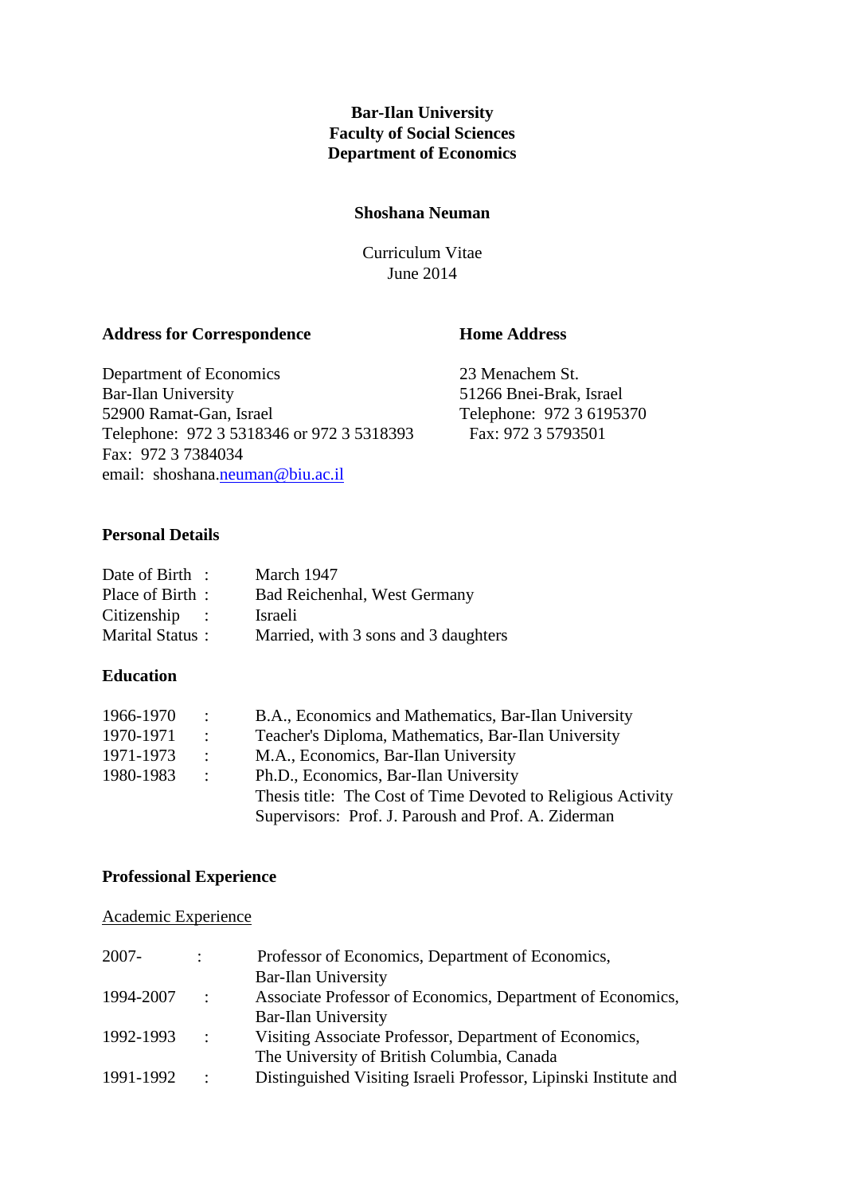**Bar-Ilan University**
**Faculty of Social Sciences**
**Department of Economics**

**Shoshana Neuman**

Curriculum Vitae
June 2014

**Address for Correspondence**

Department of Economics
Bar-Ilan University
52900 Ramat-Gan, Israel
Telephone: 972 3 5318346 or 972 3 5318393
Fax: 972 3 7384034
email: shoshana.neuman@biu.ac.il

**Home Address**

23 Menachem St.
51266 Bnei-Brak, Israel
Telephone: 972 3 6195370
Fax: 972 3 5793501

## Personal Details

| | | |
|---|---|---|
| Date of Birth | : | March 1947 |
| Place of Birth | : | Bad Reichenhal, West Germany |
| Citizenship | : | Israeli |
| Marital Status | : | Married, with 3 sons and 3 daughters |

## Education

| | | |
|---|---|---|
| 1966-1970 | : | B.A., Economics and Mathematics, Bar-Ilan University |
| 1970-1971 | : | Teacher's Diploma, Mathematics, Bar-Ilan University |
| 1971-1973 | : | M.A., Economics, Bar-Ilan University |
| 1980-1983 | : | Ph.D., Economics, Bar-Ilan University<br>Thesis title: The Cost of Time Devoted to Religious Activity<br>Supervisors: Prof. J. Paroush and Prof. A. Ziderman |

## Professional Experience

Academic Experience

| | | |
|---|---|---|
| 2007- | : | Professor of Economics, Department of Economics, Bar-Ilan University |
| 1994-2007 | : | Associate Professor of Economics, Department of Economics, Bar-Ilan University |
| 1992-1993 | : | Visiting Associate Professor, Department of Economics, The University of British Columbia, Canada |
| 1991-1992 | : | Distinguished Visiting Israeli Professor, Lipinski Institute and |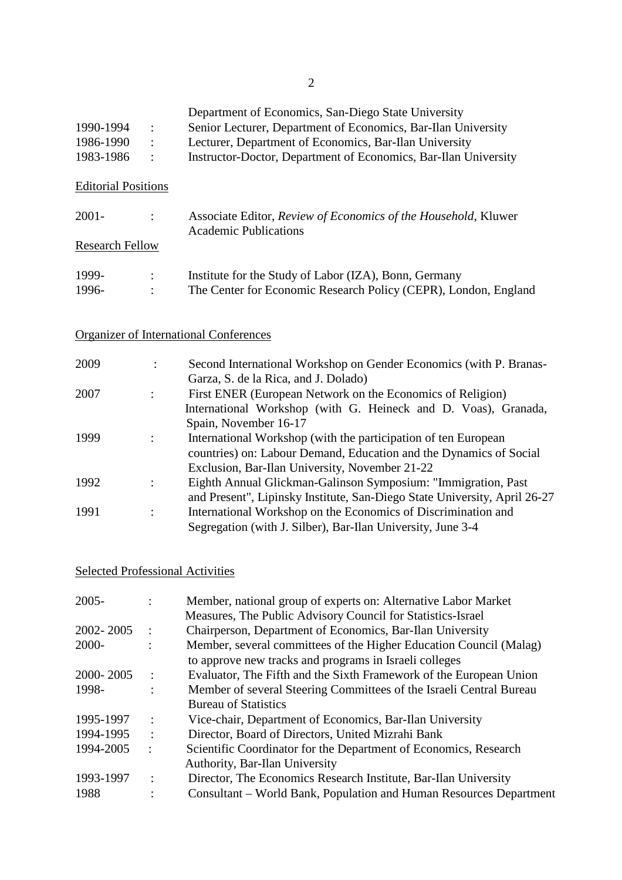| | | |
|---|---|---|
| | | Department of Economics, San-Diego State University |
| 1990-1994 | : | Senior Lecturer, Department of Economics, Bar-Ilan University |
| 1986-1990 | : | Lecturer, Department of Economics, Bar-Ilan University |
| 1983-1986 | : | Instructor-Doctor, Department of Economics, Bar-Ilan University |

Editorial Positions

| | | |
|---|---|---|
| 2001- | : | Associate Editor, *Review of Economics of the Household*, Kluwer Academic Publications |

Research Fellow

| | | |
|---|---|---|
| 1999- | : | Institute for the Study of Labor (IZA), Bonn, Germany |
| 1996- | : | The Center for Economic Research Policy (CEPR), London, England |

Organizer of International Conferences

| | | |
|---|---|---|
| 2009 | : | Second International Workshop on Gender Economics (with P. Branas-Garza, S. de la Rica, and J. Dolado) |
| 2007 | : | First ENER (European Network on the Economics of Religion) International Workshop (with G. Heineck and D. Voas), Granada, Spain, November 16-17 |
| 1999 | : | International Workshop (with the participation of ten European countries) on: Labour Demand, Education and the Dynamics of Social Exclusion, Bar-Ilan University, November 21-22 |
| 1992 | : | Eighth Annual Glickman-Galinson Symposium: "Immigration, Past and Present", Lipinsky Institute, San-Diego State University, April 26-27 |
| 1991 | : | International Workshop on the Economics of Discrimination and Segregation (with J. Silber), Bar-Ilan University, June 3-4 |

Selected Professional Activities

| | | |
|---|---|---|
| 2005- | : | Member, national group of experts on: Alternative Labor Market Measures, The Public Advisory Council for Statistics-Israel |
| 2002- 2005 | : | Chairperson, Department of Economics, Bar-Ilan University |
| 2000- | : | Member, several committees of the Higher Education Council (Malag) to approve new tracks and programs in Israeli colleges |
| 2000- 2005 | : | Evaluator, The Fifth and the Sixth Framework of the European Union |
| 1998- | : | Member of several Steering Committees of the Israeli Central Bureau Bureau of Statistics |
| 1995-1997 | : | Vice-chair, Department of Economics, Bar-Ilan University |
| 1994-1995 | : | Director, Board of Directors, United Mizrahi Bank |
| 1994-2005 | : | Scientific Coordinator for the Department of Economics, Research Authority, Bar-Ilan University |
| 1993-1997 | : | Director, The Economics Research Institute, Bar-Ilan University |
| 1988 | : | Consultant – World Bank, Population and Human Resources Department |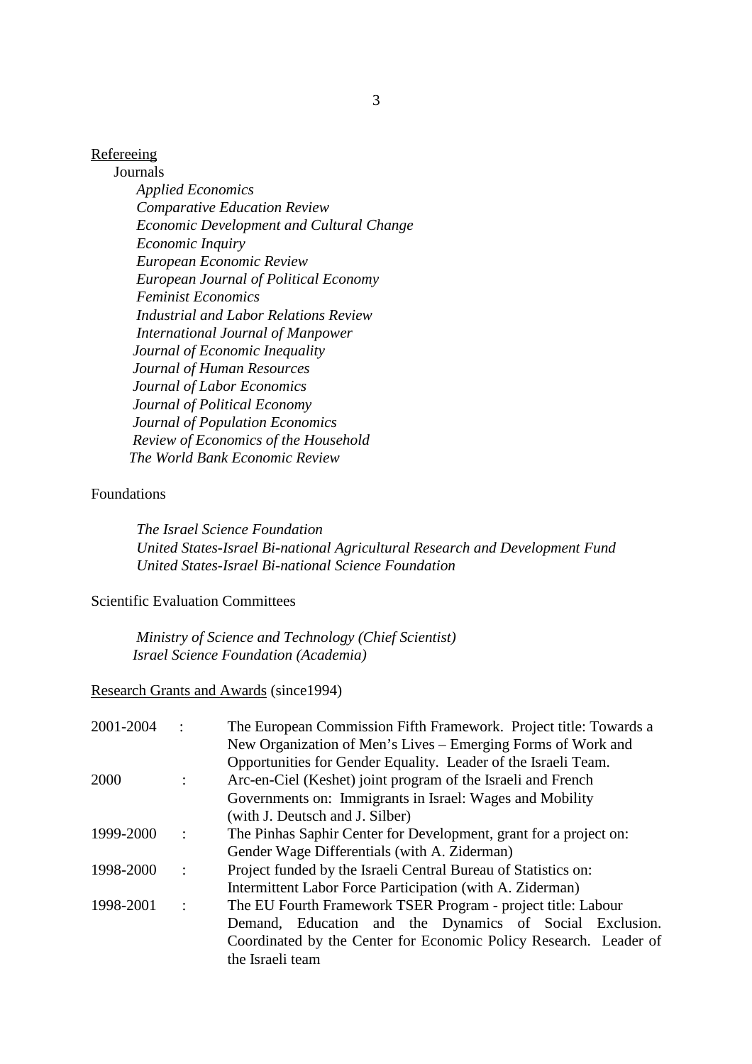<u>Refereeing</u>

Journals

*Applied Economics*
*Comparative Education Review*
*Economic Development and Cultural Change*
*Economic Inquiry*
*European Economic Review*
*European Journal of Political Economy*
*Feminist Economics*
*Industrial and Labor Relations Review*
*International Journal of Manpower*
*Journal of Economic Inequality*
*Journal of Human Resources*
*Journal of Labor Economics*
*Journal of Political Economy*
*Journal of Population Economics*
*Review of Economics of the Household*
*The World Bank Economic Review*

Foundations

*The Israel Science Foundation*
*United States-Israel Bi-national Agricultural Research and Development Fund*
*United States-Israel Bi-national Science Foundation*

Scientific Evaluation Committees

*Ministry of Science and Technology (Chief Scientist)*
*Israel Science Foundation (Academia)*

<u>Research Grants and Awards</u> (since1994)

| | | |
|---|---|---|
| 2001-2004 | : | The European Commission Fifth Framework. Project title: Towards a New Organization of Men's Lives – Emerging Forms of Work and Opportunities for Gender Equality. Leader of the Israeli Team. |
| 2000 | : | Arc-en-Ciel (Keshet) joint program of the Israeli and French Governments on: Immigrants in Israel: Wages and Mobility (with J. Deutsch and J. Silber) |
| 1999-2000 | : | The Pinhas Saphir Center for Development, grant for a project on: Gender Wage Differentials (with A. Ziderman) |
| 1998-2000 | : | Project funded by the Israeli Central Bureau of Statistics on: Intermittent Labor Force Participation (with A. Ziderman) |
| 1998-2001 | : | The EU Fourth Framework TSER Program - project title: Labour Demand, Education and the Dynamics of Social Exclusion. Coordinated by the Center for Economic Policy Research. Leader of the Israeli team |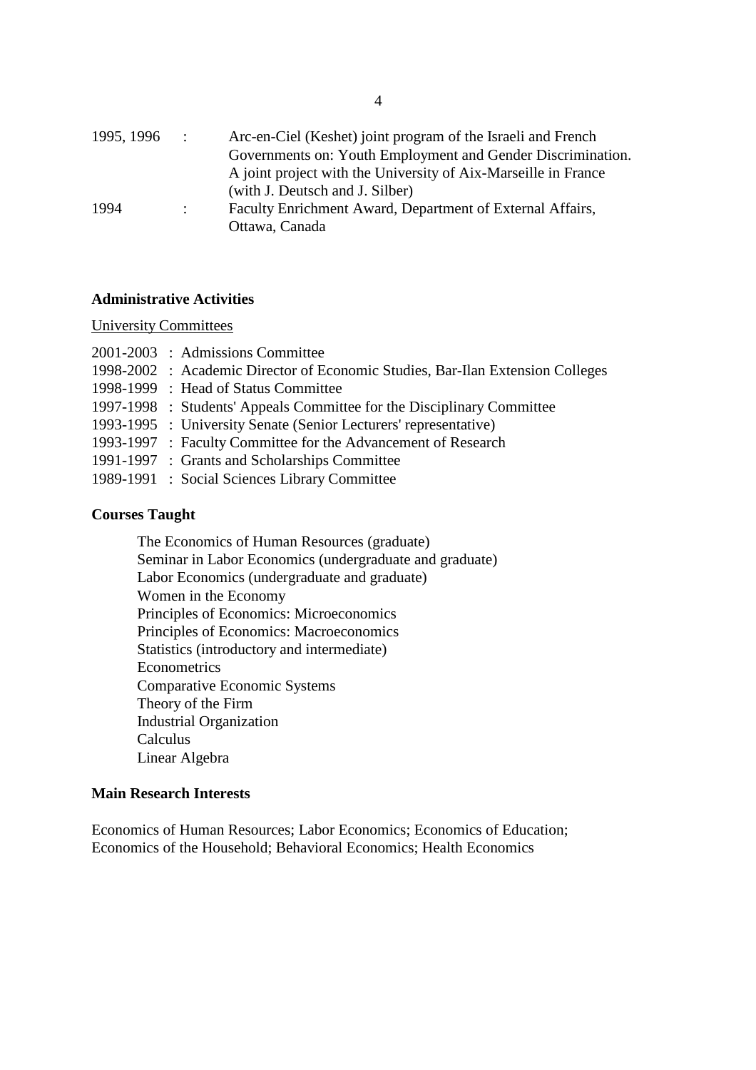| | | |
|---|---|---|
| 1995, 1996 | : | Arc-en-Ciel (Keshet) joint program of the Israeli and French Governments on: Youth Employment and Gender Discrimination. A joint project with the University of Aix-Marseille in France (with J. Deutsch and J. Silber) |
| 1994 | : | Faculty Enrichment Award, Department of External Affairs, Ottawa, Canada |

## Administrative Activities

University Committees

- 2001-2003 : Admissions Committee
- 1998-2002 : Academic Director of Economic Studies, Bar-Ilan Extension Colleges
- 1998-1999 : Head of Status Committee
- 1997-1998 : Students' Appeals Committee for the Disciplinary Committee
- 1993-1995 : University Senate (Senior Lecturers' representative)
- 1993-1997 : Faculty Committee for the Advancement of Research
- 1991-1997 : Grants and Scholarships Committee
- 1989-1991 : Social Sciences Library Committee

## Courses Taught

- The Economics of Human Resources (graduate)
- Seminar in Labor Economics (undergraduate and graduate)
- Labor Economics (undergraduate and graduate)
- Women in the Economy
- Principles of Economics: Microeconomics
- Principles of Economics: Macroeconomics
- Statistics (introductory and intermediate)
- Econometrics
- Comparative Economic Systems
- Theory of the Firm
- Industrial Organization
- Calculus
- Linear Algebra

## Main Research Interests

Economics of Human Resources; Labor Economics; Economics of Education; Economics of the Household; Behavioral Economics; Health Economics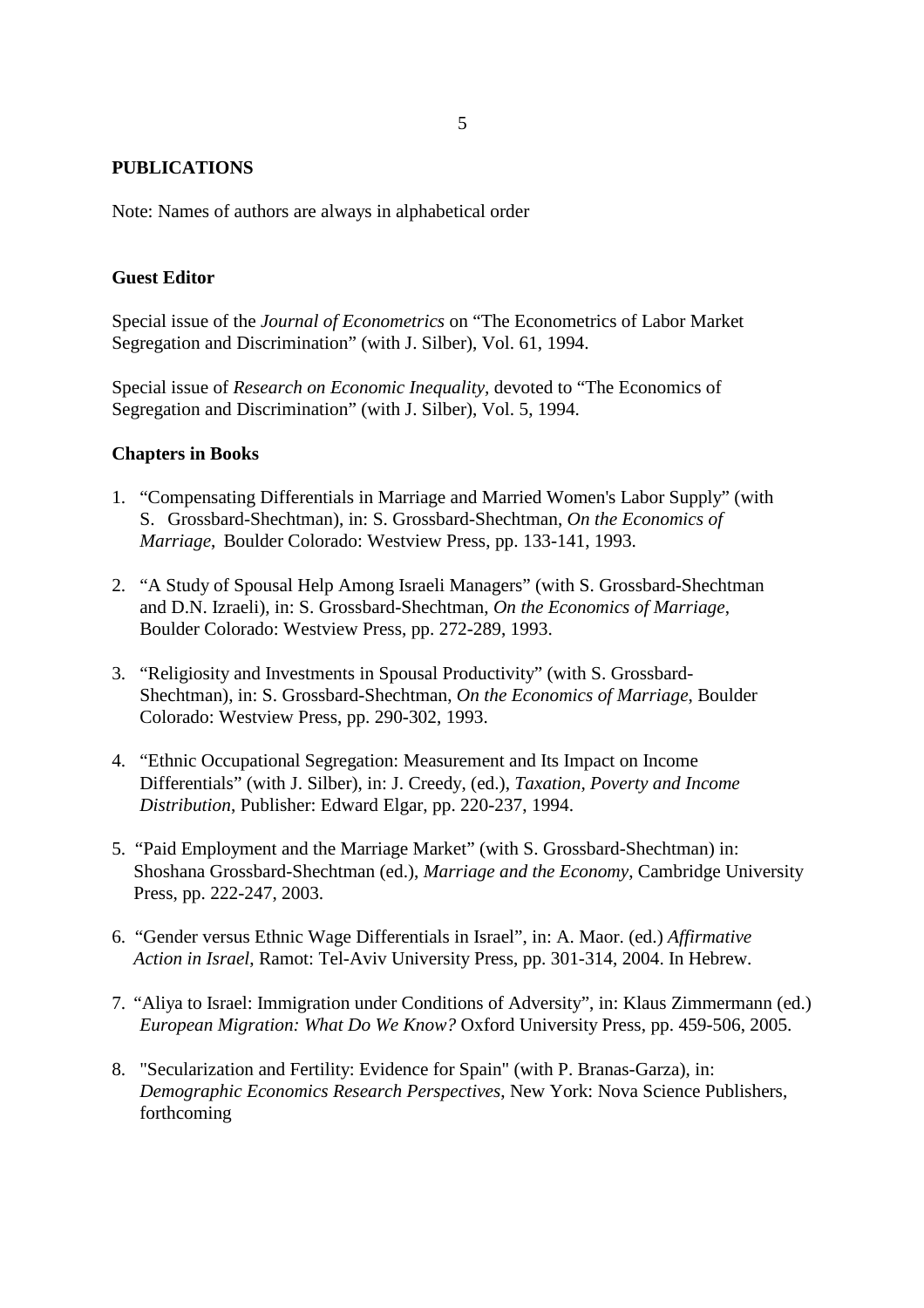**PUBLICATIONS**

Note: Names of authors are always in alphabetical order

**Guest Editor**

Special issue of the *Journal of Econometrics* on "The Econometrics of Labor Market Segregation and Discrimination" (with J. Silber), Vol. 61, 1994.

Special issue of *Research on Economic Inequality*, devoted to "The Economics of Segregation and Discrimination" (with J. Silber), Vol. 5, 1994.

**Chapters in Books**

1. "Compensating Differentials in Marriage and Married Women's Labor Supply" (with S. Grossbard-Shechtman), in: S. Grossbard-Shechtman, *On the Economics of Marriage*, Boulder Colorado: Westview Press, pp. 133-141, 1993.

2. "A Study of Spousal Help Among Israeli Managers" (with S. Grossbard-Shechtman and D.N. Izraeli), in: S. Grossbard-Shechtman, *On the Economics of Marriage*, Boulder Colorado: Westview Press, pp. 272-289, 1993.

3. "Religiosity and Investments in Spousal Productivity" (with S. Grossbard-Shechtman), in: S. Grossbard-Shechtman, *On the Economics of Marriage*, Boulder Colorado: Westview Press, pp. 290-302, 1993.

4. "Ethnic Occupational Segregation: Measurement and Its Impact on Income Differentials" (with J. Silber), in: J. Creedy, (ed.), *Taxation, Poverty and Income Distribution*, Publisher: Edward Elgar, pp. 220-237, 1994.

5. "Paid Employment and the Marriage Market" (with S. Grossbard-Shechtman) in: Shoshana Grossbard-Shechtman (ed.), *Marriage and the Economy*, Cambridge University Press, pp. 222-247, 2003.

6. "Gender versus Ethnic Wage Differentials in Israel", in: A. Maor. (ed.) *Affirmative Action in Israel*, Ramot: Tel-Aviv University Press, pp. 301-314, 2004. In Hebrew.

7. "Aliya to Israel: Immigration under Conditions of Adversity", in: Klaus Zimmermann (ed.) *European Migration: What Do We Know?* Oxford University Press, pp. 459-506, 2005.

8. "Secularization and Fertility: Evidence for Spain" (with P. Branas-Garza), in: *Demographic Economics Research Perspectives*, New York: Nova Science Publishers, forthcoming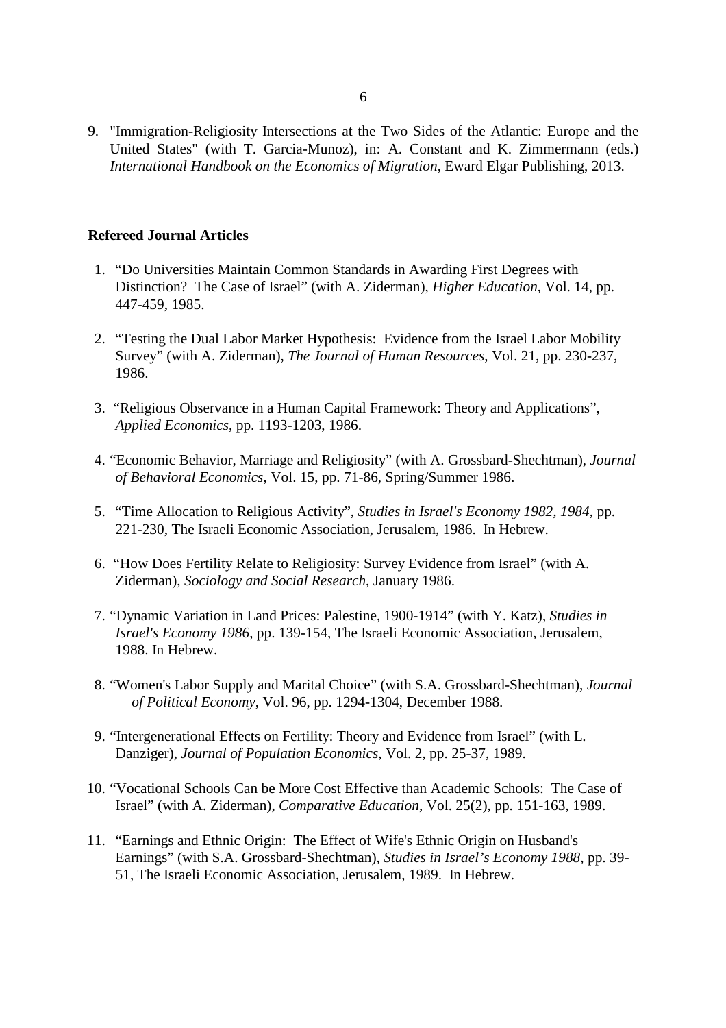9. "Immigration-Religiosity Intersections at the Two Sides of the Atlantic: Europe and the United States" (with T. Garcia-Munoz), in: A. Constant and K. Zimmermann (eds.) *International Handbook on the Economics of Migration*, Eward Elgar Publishing, 2013.

**Refereed Journal Articles**

1. "Do Universities Maintain Common Standards in Awarding First Degrees with Distinction? The Case of Israel" (with A. Ziderman), *Higher Education*, Vol. 14, pp. 447-459, 1985.

2. "Testing the Dual Labor Market Hypothesis: Evidence from the Israel Labor Mobility Survey" (with A. Ziderman), *The Journal of Human Resources*, Vol. 21, pp. 230-237, 1986.

3. "Religious Observance in a Human Capital Framework: Theory and Applications", *Applied Economics*, pp. 1193-1203, 1986.

4. "Economic Behavior, Marriage and Religiosity" (with A. Grossbard-Shechtman), *Journal of Behavioral Economics*, Vol. 15, pp. 71-86, Spring/Summer 1986.

5. "Time Allocation to Religious Activity", *Studies in Israel's Economy 1982, 1984*, pp. 221-230, The Israeli Economic Association, Jerusalem, 1986. In Hebrew.

6. "How Does Fertility Relate to Religiosity: Survey Evidence from Israel" (with A. Ziderman), *Sociology and Social Research*, January 1986.

7. "Dynamic Variation in Land Prices: Palestine, 1900-1914" (with Y. Katz), *Studies in Israel's Economy 1986*, pp. 139-154, The Israeli Economic Association, Jerusalem, 1988. In Hebrew.

8. "Women's Labor Supply and Marital Choice" (with S.A. Grossbard-Shechtman), *Journal of Political Economy*, Vol. 96, pp. 1294-1304, December 1988.

9. "Intergenerational Effects on Fertility: Theory and Evidence from Israel" (with L. Danziger), *Journal of Population Economics*, Vol. 2, pp. 25-37, 1989.

10. "Vocational Schools Can be More Cost Effective than Academic Schools: The Case of Israel" (with A. Ziderman), *Comparative Education*, Vol. 25(2), pp. 151-163, 1989.

11. "Earnings and Ethnic Origin: The Effect of Wife's Ethnic Origin on Husband's Earnings" (with S.A. Grossbard-Shechtman), *Studies in Israel's Economy 1988*, pp. 39-51, The Israeli Economic Association, Jerusalem, 1989. In Hebrew.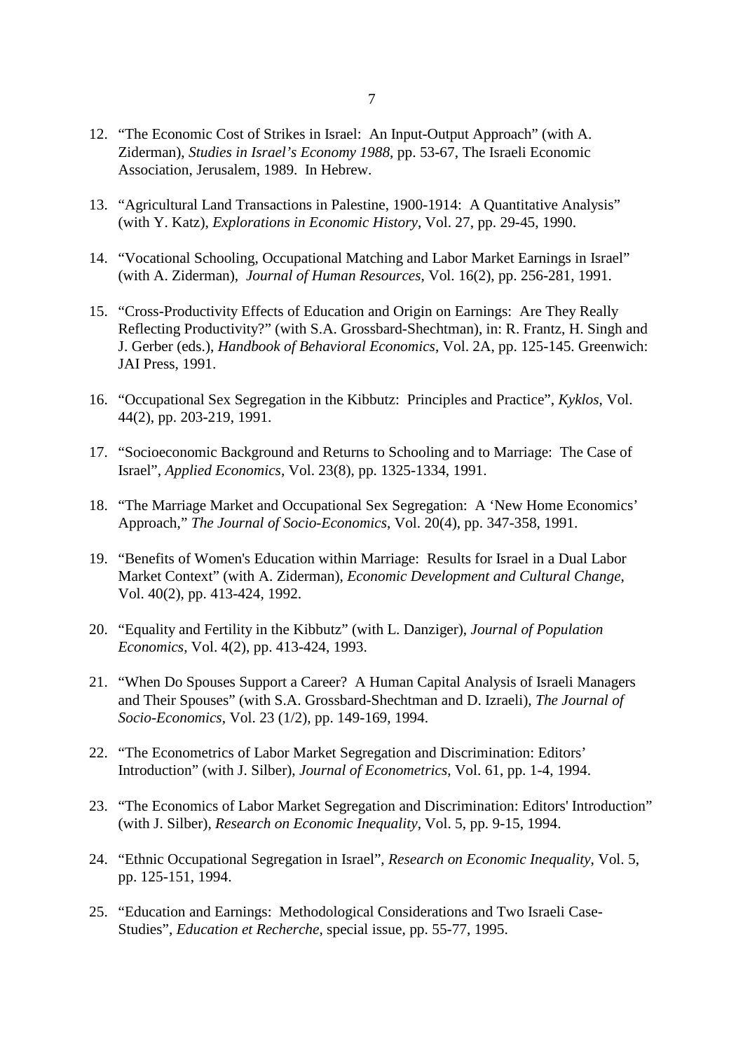12. “The Economic Cost of Strikes in Israel: An Input-Output Approach” (with A. Ziderman), *Studies in Israel’s Economy 1988*, pp. 53-67, The Israeli Economic Association, Jerusalem, 1989. In Hebrew.

13. “Agricultural Land Transactions in Palestine, 1900-1914: A Quantitative Analysis” (with Y. Katz), *Explorations in Economic History*, Vol. 27, pp. 29-45, 1990.

14. “Vocational Schooling, Occupational Matching and Labor Market Earnings in Israel” (with A. Ziderman), *Journal of Human Resources*, Vol. 16(2), pp. 256-281, 1991.

15. “Cross-Productivity Effects of Education and Origin on Earnings: Are They Really Reflecting Productivity?” (with S.A. Grossbard-Shechtman), in: R. Frantz, H. Singh and J. Gerber (eds.), *Handbook of Behavioral Economics*, Vol. 2A, pp. 125-145. Greenwich: JAI Press, 1991.

16. “Occupational Sex Segregation in the Kibbutz: Principles and Practice”, *Kyklos*, Vol. 44(2), pp. 203-219, 1991.

17. “Socioeconomic Background and Returns to Schooling and to Marriage: The Case of Israel”, *Applied Economics*, Vol. 23(8), pp. 1325-1334, 1991.

18. “The Marriage Market and Occupational Sex Segregation: A ‘New Home Economics’ Approach,” *The Journal of Socio-Economics*, Vol. 20(4), pp. 347-358, 1991.

19. “Benefits of Women's Education within Marriage: Results for Israel in a Dual Labor Market Context” (with A. Ziderman), *Economic Development and Cultural Change*, Vol. 40(2), pp. 413-424, 1992.

20. “Equality and Fertility in the Kibbutz” (with L. Danziger), *Journal of Population Economics*, Vol. 4(2), pp. 413-424, 1993.

21. “When Do Spouses Support a Career? A Human Capital Analysis of Israeli Managers and Their Spouses” (with S.A. Grossbard-Shechtman and D. Izraeli), *The Journal of Socio-Economics*, Vol. 23 (1/2), pp. 149-169, 1994.

22. “The Econometrics of Labor Market Segregation and Discrimination: Editors’ Introduction” (with J. Silber), *Journal of Econometrics*, Vol. 61, pp. 1-4, 1994.

23. “The Economics of Labor Market Segregation and Discrimination: Editors' Introduction” (with J. Silber), *Research on Economic Inequality*, Vol. 5, pp. 9-15, 1994.

24. “Ethnic Occupational Segregation in Israel”, *Research on Economic Inequality*, Vol. 5, pp. 125-151, 1994.

25. “Education and Earnings: Methodological Considerations and Two Israeli Case-Studies”, *Education et Recherche*, special issue, pp. 55-77, 1995.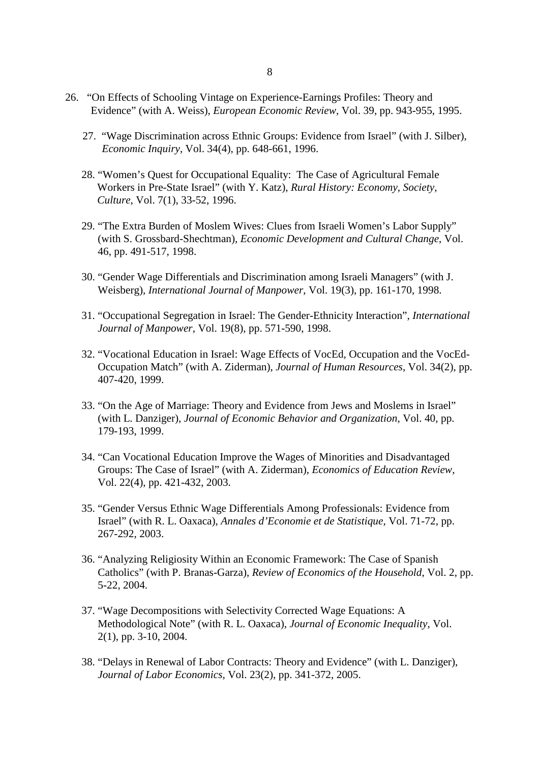26. "On Effects of Schooling Vintage on Experience-Earnings Profiles: Theory and Evidence" (with A. Weiss), *European Economic Review*, Vol. 39, pp. 943-955, 1995.

27. "Wage Discrimination across Ethnic Groups: Evidence from Israel" (with J. Silber), *Economic Inquiry*, Vol. 34(4), pp. 648-661, 1996.

28. "Women's Quest for Occupational Equality: The Case of Agricultural Female Workers in Pre-State Israel" (with Y. Katz), *Rural History: Economy, Society, Culture*, Vol. 7(1), 33-52, 1996.

29. "The Extra Burden of Moslem Wives: Clues from Israeli Women's Labor Supply" (with S. Grossbard-Shechtman), *Economic Development and Cultural Change*, Vol. 46, pp. 491-517, 1998.

30. "Gender Wage Differentials and Discrimination among Israeli Managers" (with J. Weisberg), *International Journal of Manpower*, Vol. 19(3), pp. 161-170, 1998.

31. "Occupational Segregation in Israel: The Gender-Ethnicity Interaction", *International Journal of Manpower*, Vol. 19(8), pp. 571-590, 1998.

32. "Vocational Education in Israel: Wage Effects of VocEd, Occupation and the VocEd-Occupation Match" (with A. Ziderman), *Journal of Human Resources*, Vol. 34(2), pp. 407-420, 1999.

33. "On the Age of Marriage: Theory and Evidence from Jews and Moslems in Israel" (with L. Danziger), *Journal of Economic Behavior and Organization*, Vol. 40, pp. 179-193, 1999.

34. "Can Vocational Education Improve the Wages of Minorities and Disadvantaged Groups: The Case of Israel" (with A. Ziderman), *Economics of Education Review*, Vol. 22(4), pp. 421-432, 2003.

35. "Gender Versus Ethnic Wage Differentials Among Professionals: Evidence from Israel" (with R. L. Oaxaca), *Annales d'Economie et de Statistique*, Vol. 71-72, pp. 267-292, 2003.

36. "Analyzing Religiosity Within an Economic Framework: The Case of Spanish Catholics" (with P. Branas-Garza), *Review of Economics of the Household*, Vol. 2, pp. 5-22, 2004.

37. "Wage Decompositions with Selectivity Corrected Wage Equations: A Methodological Note" (with R. L. Oaxaca), *Journal of Economic Inequality*, Vol. 2(1), pp. 3-10, 2004.

38. "Delays in Renewal of Labor Contracts: Theory and Evidence" (with L. Danziger), *Journal of Labor Economics*, Vol. 23(2), pp. 341-372, 2005.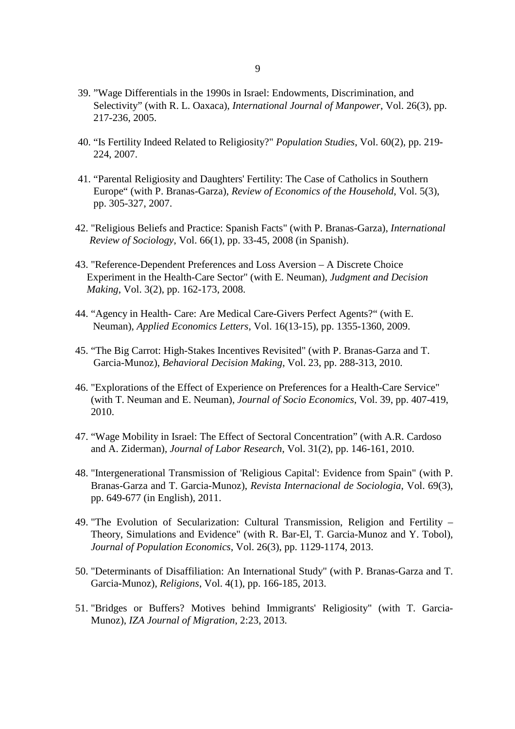39. ”Wage Differentials in the 1990s in Israel: Endowments, Discrimination, and Selectivity” (with R. L. Oaxaca), *International Journal of Manpower*, Vol. 26(3), pp. 217-236, 2005.

40. “Is Fertility Indeed Related to Religiosity?" *Population Studies*, Vol. 60(2), pp. 219-224, 2007.

41. “Parental Religiosity and Daughters' Fertility: The Case of Catholics in Southern Europe“ (with P. Branas-Garza), *Review of Economics of the Household*, Vol. 5(3), pp. 305-327, 2007.

42. "Religious Beliefs and Practice: Spanish Facts" (with P. Branas-Garza), *International Review of Sociology*, Vol. 66(1), pp. 33-45, 2008 (in Spanish).

43. "Reference-Dependent Preferences and Loss Aversion – A Discrete Choice Experiment in the Health-Care Sector" (with E. Neuman), *Judgment and Decision Making*, Vol. 3(2), pp. 162-173, 2008.

44. “Agency in Health- Care: Are Medical Care-Givers Perfect Agents?“ (with E. Neuman), *Applied Economics Letters*, Vol. 16(13-15), pp. 1355-1360, 2009.

45. “The Big Carrot: High-Stakes Incentives Revisited" (with P. Branas-Garza and T. Garcia-Munoz), *Behavioral Decision Making*, Vol. 23, pp. 288-313, 2010.

46. "Explorations of the Effect of Experience on Preferences for a Health-Care Service" (with T. Neuman and E. Neuman), *Journal of Socio Economics*, Vol. 39, pp. 407-419, 2010.

47. “Wage Mobility in Israel: The Effect of Sectoral Concentration” (with A.R. Cardoso and A. Ziderman), *Journal of Labor Research*, Vol. 31(2), pp. 146-161, 2010.

48. "Intergenerational Transmission of 'Religious Capital': Evidence from Spain" (with P. Branas-Garza and T. Garcia-Munoz), *Revista Internacional de Sociologia*, Vol. 69(3), pp. 649-677 (in English), 2011.

49. "The Evolution of Secularization: Cultural Transmission, Religion and Fertility – Theory, Simulations and Evidence" (with R. Bar-El, T. Garcia-Munoz and Y. Tobol), *Journal of Population Economics*, Vol. 26(3), pp. 1129-1174, 2013.

50. "Determinants of Disaffiliation: An International Study" (with P. Branas-Garza and T. Garcia-Munoz), *Religions*, Vol. 4(1), pp. 166-185, 2013.

51. "Bridges or Buffers? Motives behind Immigrants' Religiosity" (with T. Garcia-Munoz), *IZA Journal of Migration*, 2:23, 2013.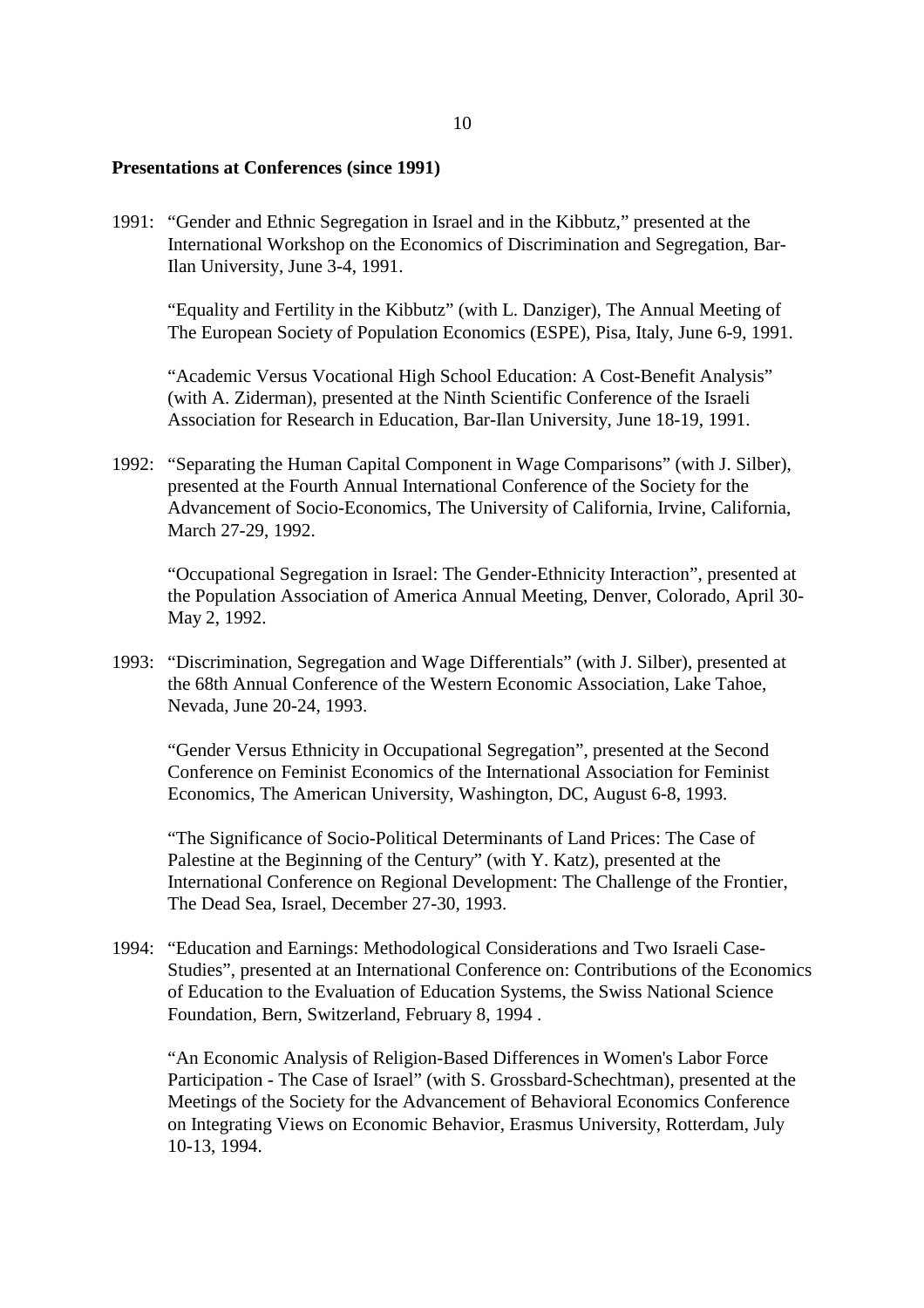**Presentations at Conferences (since 1991)**

1991: "Gender and Ethnic Segregation in Israel and in the Kibbutz," presented at the International Workshop on the Economics of Discrimination and Segregation, Bar-Ilan University, June 3-4, 1991.

"Equality and Fertility in the Kibbutz" (with L. Danziger), The Annual Meeting of The European Society of Population Economics (ESPE), Pisa, Italy, June 6-9, 1991.

"Academic Versus Vocational High School Education: A Cost-Benefit Analysis" (with A. Ziderman), presented at the Ninth Scientific Conference of the Israeli Association for Research in Education, Bar-Ilan University, June 18-19, 1991.

1992: "Separating the Human Capital Component in Wage Comparisons" (with J. Silber), presented at the Fourth Annual International Conference of the Society for the Advancement of Socio-Economics, The University of California, Irvine, California, March 27-29, 1992.

"Occupational Segregation in Israel: The Gender-Ethnicity Interaction", presented at the Population Association of America Annual Meeting, Denver, Colorado, April 30-May 2, 1992.

1993: "Discrimination, Segregation and Wage Differentials" (with J. Silber), presented at the 68th Annual Conference of the Western Economic Association, Lake Tahoe, Nevada, June 20-24, 1993.

"Gender Versus Ethnicity in Occupational Segregation", presented at the Second Conference on Feminist Economics of the International Association for Feminist Economics, The American University, Washington, DC, August 6-8, 1993.

"The Significance of Socio-Political Determinants of Land Prices: The Case of Palestine at the Beginning of the Century" (with Y. Katz), presented at the International Conference on Regional Development: The Challenge of the Frontier, The Dead Sea, Israel, December 27-30, 1993.

1994: "Education and Earnings: Methodological Considerations and Two Israeli Case-Studies", presented at an International Conference on: Contributions of the Economics of Education to the Evaluation of Education Systems, the Swiss National Science Foundation, Bern, Switzerland, February 8, 1994 .

"An Economic Analysis of Religion-Based Differences in Women's Labor Force Participation - The Case of Israel" (with S. Grossbard-Schechtman), presented at the Meetings of the Society for the Advancement of Behavioral Economics Conference on Integrating Views on Economic Behavior, Erasmus University, Rotterdam, July 10-13, 1994.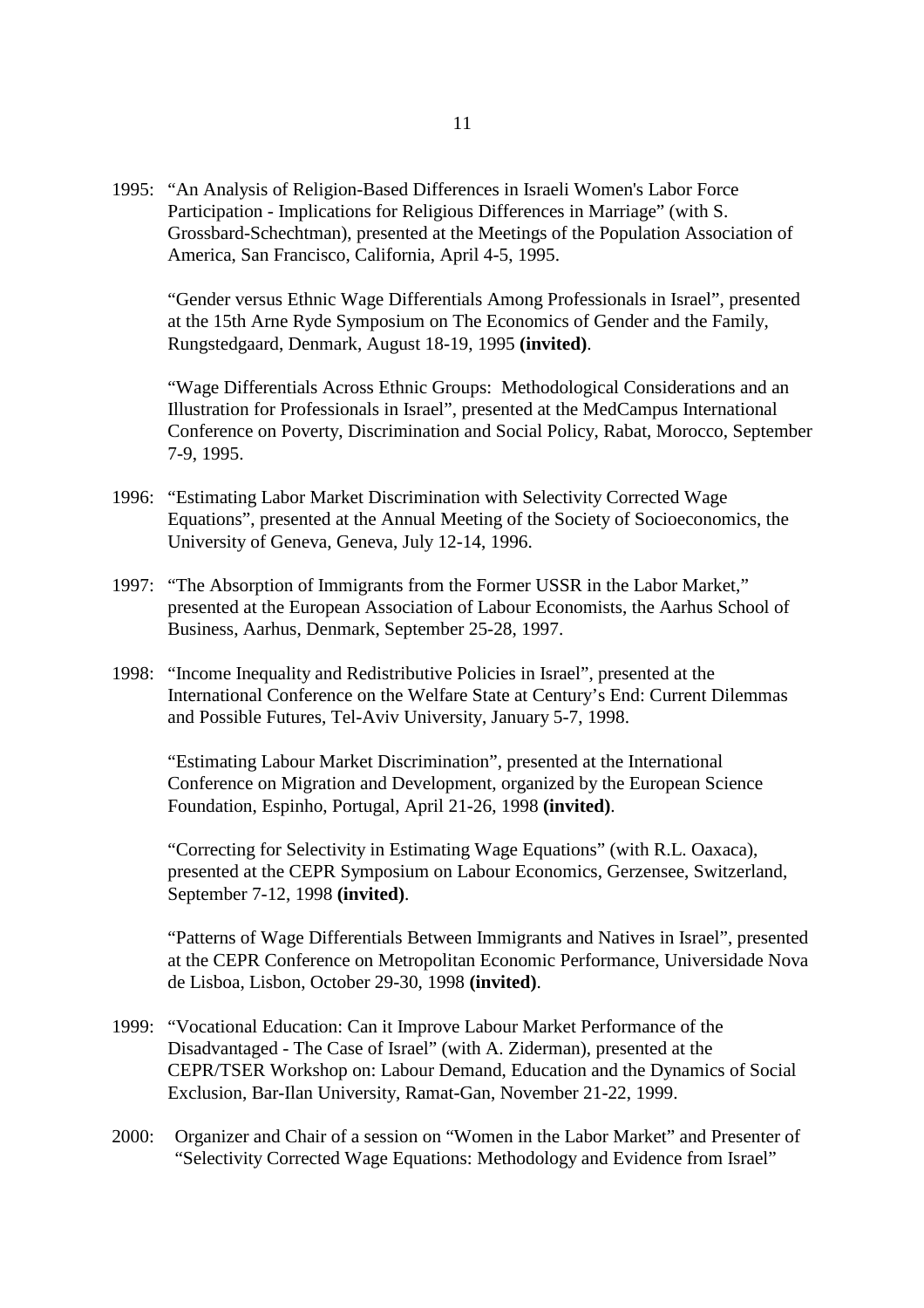1995: "An Analysis of Religion-Based Differences in Israeli Women's Labor Force Participation - Implications for Religious Differences in Marriage" (with S. Grossbard-Schechtman), presented at the Meetings of the Population Association of America, San Francisco, California, April 4-5, 1995.

"Gender versus Ethnic Wage Differentials Among Professionals in Israel", presented at the 15th Arne Ryde Symposium on The Economics of Gender and the Family, Rungstedgaard, Denmark, August 18-19, 1995 **(invited)**.

"Wage Differentials Across Ethnic Groups: Methodological Considerations and an Illustration for Professionals in Israel", presented at the MedCampus International Conference on Poverty, Discrimination and Social Policy, Rabat, Morocco, September 7-9, 1995.

1996: "Estimating Labor Market Discrimination with Selectivity Corrected Wage Equations", presented at the Annual Meeting of the Society of Socioeconomics, the University of Geneva, Geneva, July 12-14, 1996.

1997: "The Absorption of Immigrants from the Former USSR in the Labor Market," presented at the European Association of Labour Economists, the Aarhus School of Business, Aarhus, Denmark, September 25-28, 1997.

1998: "Income Inequality and Redistributive Policies in Israel", presented at the International Conference on the Welfare State at Century's End: Current Dilemmas and Possible Futures, Tel-Aviv University, January 5-7, 1998.

"Estimating Labour Market Discrimination", presented at the International Conference on Migration and Development, organized by the European Science Foundation, Espinho, Portugal, April 21-26, 1998 **(invited)**.

"Correcting for Selectivity in Estimating Wage Equations" (with R.L. Oaxaca), presented at the CEPR Symposium on Labour Economics, Gerzensee, Switzerland, September 7-12, 1998 **(invited)**.

"Patterns of Wage Differentials Between Immigrants and Natives in Israel", presented at the CEPR Conference on Metropolitan Economic Performance, Universidade Nova de Lisboa, Lisbon, October 29-30, 1998 **(invited)**.

1999: "Vocational Education: Can it Improve Labour Market Performance of the Disadvantaged - The Case of Israel" (with A. Ziderman), presented at the CEPR/TSER Workshop on: Labour Demand, Education and the Dynamics of Social Exclusion, Bar-Ilan University, Ramat-Gan, November 21-22, 1999.

2000: Organizer and Chair of a session on "Women in the Labor Market" and Presenter of "Selectivity Corrected Wage Equations: Methodology and Evidence from Israel"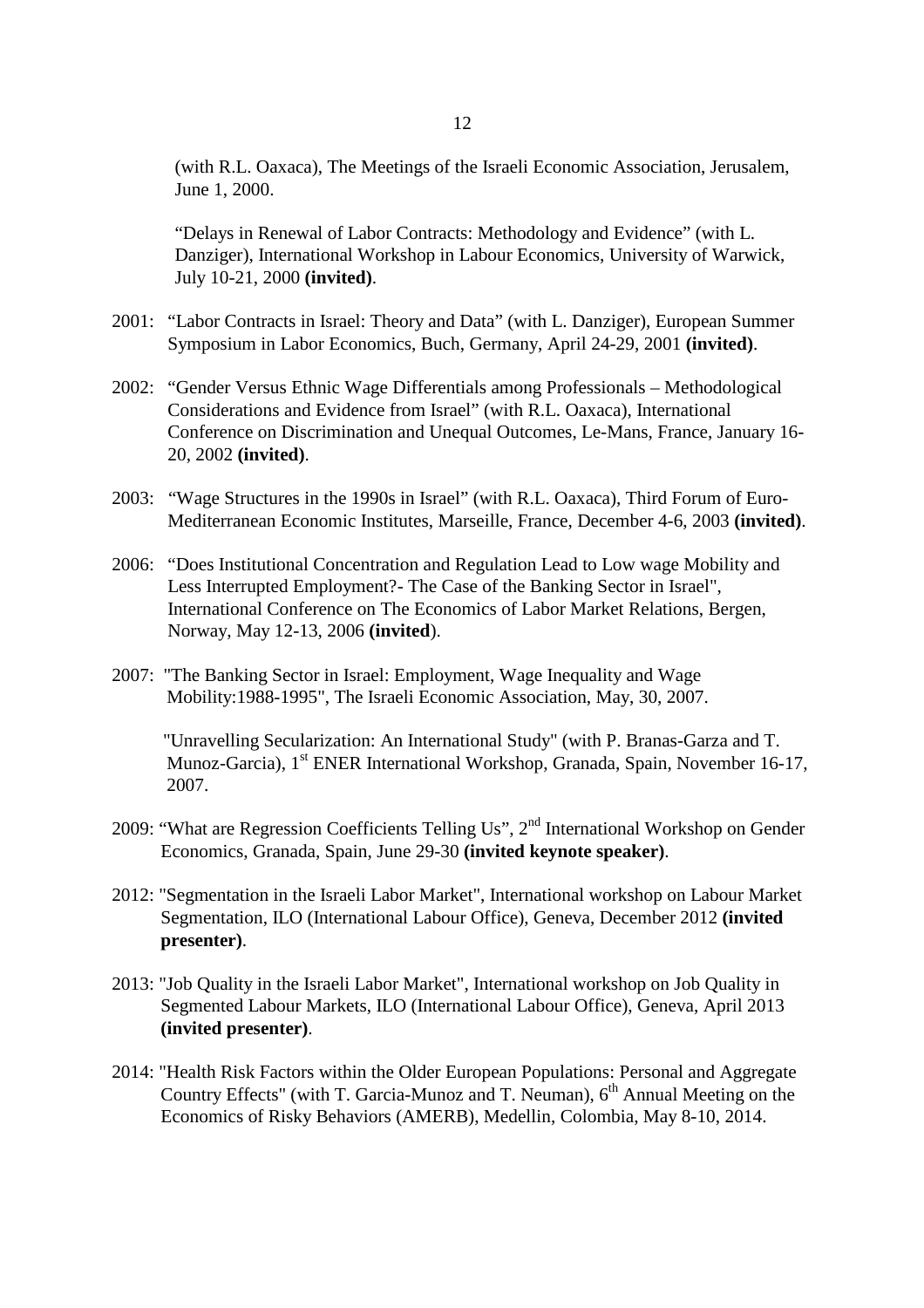(with R.L. Oaxaca), The Meetings of the Israeli Economic Association, Jerusalem, June 1, 2000.

"Delays in Renewal of Labor Contracts: Methodology and Evidence" (with L. Danziger), International Workshop in Labour Economics, University of Warwick, July 10-21, 2000 **(invited)**.

2001: "Labor Contracts in Israel: Theory and Data" (with L. Danziger), European Summer Symposium in Labor Economics, Buch, Germany, April 24-29, 2001 **(invited)**.

2002: "Gender Versus Ethnic Wage Differentials among Professionals – Methodological Considerations and Evidence from Israel" (with R.L. Oaxaca), International Conference on Discrimination and Unequal Outcomes, Le-Mans, France, January 16-20, 2002 **(invited)**.

2003: "Wage Structures in the 1990s in Israel" (with R.L. Oaxaca), Third Forum of Euro-Mediterranean Economic Institutes, Marseille, France, December 4-6, 2003 **(invited)**.

2006: "Does Institutional Concentration and Regulation Lead to Low wage Mobility and Less Interrupted Employment?- The Case of the Banking Sector in Israel", International Conference on The Economics of Labor Market Relations, Bergen, Norway, May 12-13, 2006 **(invited)**.

2007: "The Banking Sector in Israel: Employment, Wage Inequality and Wage Mobility:1988-1995", The Israeli Economic Association, May, 30, 2007.

"Unravelling Secularization: An International Study" (with P. Branas-Garza and T. Munoz-Garcia), 1st ENER International Workshop, Granada, Spain, November 16-17, 2007.

2009: "What are Regression Coefficients Telling Us", 2nd International Workshop on Gender Economics, Granada, Spain, June 29-30 **(invited keynote speaker)**.

2012: "Segmentation in the Israeli Labor Market", International workshop on Labour Market Segmentation, ILO (International Labour Office), Geneva, December 2012 **(invited presenter)**.

2013: "Job Quality in the Israeli Labor Market", International workshop on Job Quality in Segmented Labour Markets, ILO (International Labour Office), Geneva, April 2013 **(invited presenter)**.

2014: "Health Risk Factors within the Older European Populations: Personal and Aggregate Country Effects" (with T. Garcia-Munoz and T. Neuman), 6th Annual Meeting on the Economics of Risky Behaviors (AMERB), Medellin, Colombia, May 8-10, 2014.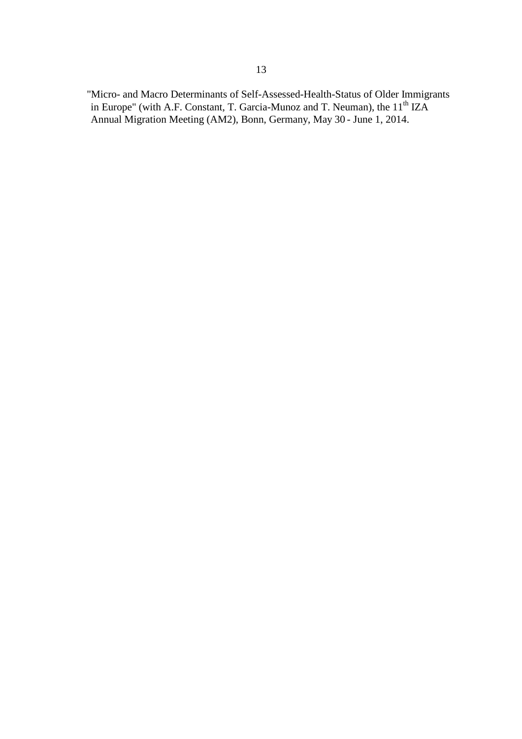"Micro- and Macro Determinants of Self-Assessed-Health-Status of Older Immigrants in Europe" (with A.F. Constant, T. Garcia-Munoz and T. Neuman), the 11th IZA Annual Migration Meeting (AM2), Bonn, Germany, May 30 - June 1, 2014.